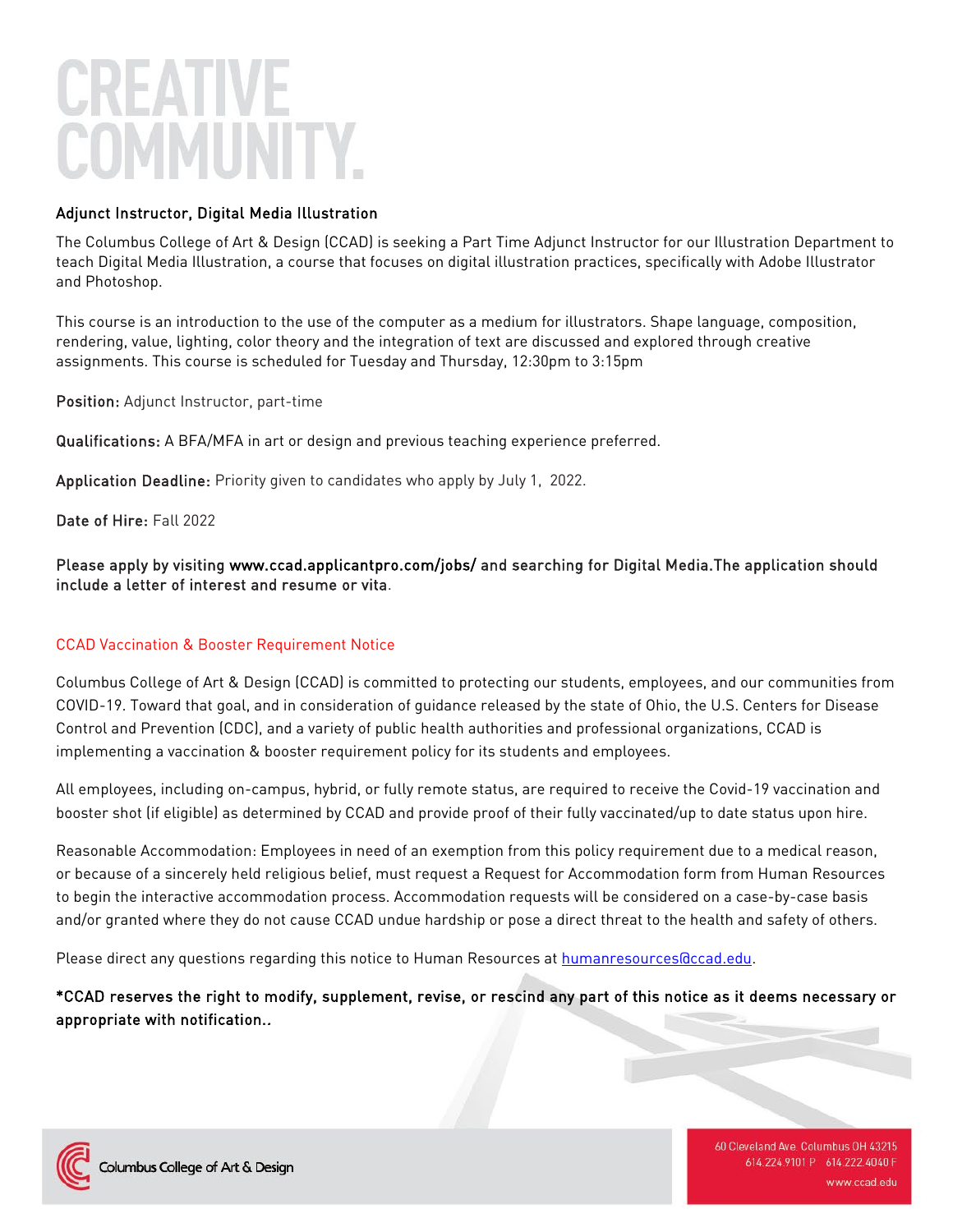# CREATIVE COMMUNITY.

## Adjunct Instructor, Digital Media Illustration

The Columbus College of Art & Design (CCAD) is seeking a Part Time Adjunct Instructor for our Illustration Department to teach Digital Media Illustration, a course that focuses on digital illustration practices, specifically with Adobe Illustrator and Photoshop.

This course is an introduction to the use of the computer as a medium for illustrators. Shape language, composition, rendering, value, lighting, color theory and the integration of text are discussed and explored through creative assignments. This course is scheduled for Tuesday and Thursday, 12:30pm to 3:15pm

**Position:** Adjunct Instructor, part-time

**Qualifications:** A BFA/MFA in art or design and previous teaching experience preferred.

**Application Deadline:** Priority given to candidates who apply by July 1, 2022.

**Date of Hire:** Fall 2022

**Please apply by visiting www.ccad.applicantpro.com/jobs/ and searching for Digital Media.The application should include a letter of interest and resume or vita.**

### CCAD Vaccination & Booster Requirement Notice

Columbus College of Art & Design (CCAD) is committed to protecting our students, employees, and our communities from COVID-19. Toward that goal, and in consideration of guidance released by the state of Ohio, the U.S. Centers for Disease Control and Prevention (CDC), and a variety of public health authorities and professional organizations, CCAD is implementing a vaccination & booster requirement policy for its students and employees.

All employees, including on-campus, hybrid, or fully remote status, are required to receive the Covid-19 vaccination and booster shot (if eligible) as determined by CCAD and provide proof of their fully vaccinated/up to date status upon hire.

Reasonable Accommodation: Employees in need of an exemption from this policy requirement due to a medical reason, or because of a sincerely held religious belief, must request a Request for Accommodation form from Human Resources to begin the interactive accommodation process. Accommodation requests will be considered on a case-by-case basis and/or granted where they do not cause CCAD undue hardship or pose a direct threat to the health and safety of others.

Please direct any questions regarding this notice to Human Resources at humanresources@ccad.edu.

**\*CCAD reserves the right to modify, supplement, revise, or rescind any part of this notice as it deems necessary or appropriate with notification..**

Columbus College of Art & Design

60 Cleveland Ave. Columbus OH 43215
614.224.9101 P 614.222.4040 F
www.ccad.edu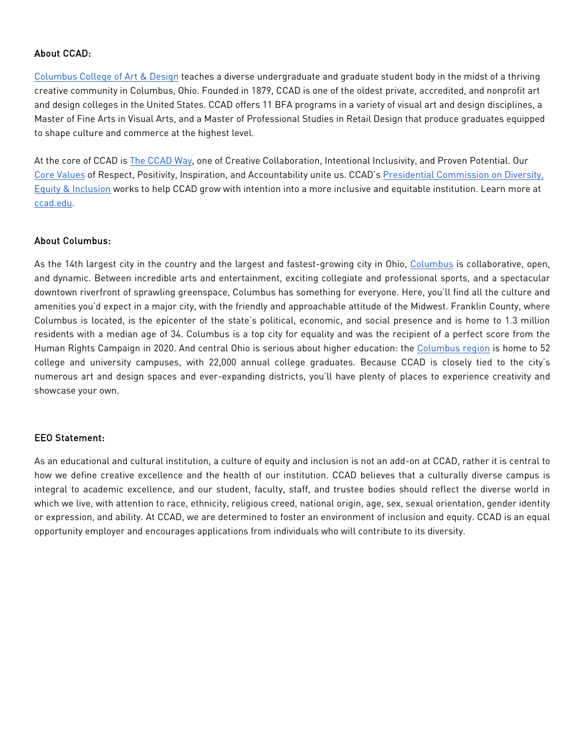### About CCAD:

Columbus College of Art & Design teaches a diverse undergraduate and graduate student body in the midst of a thriving creative community in Columbus, Ohio. Founded in 1879, CCAD is one of the oldest private, accredited, and nonprofit art and design colleges in the United States. CCAD offers 11 BFA programs in a variety of visual art and design disciplines, a Master of Fine Arts in Visual Arts, and a Master of Professional Studies in Retail Design that produce graduates equipped to shape culture and commerce at the highest level.

At the core of CCAD is The CCAD Way, one of Creative Collaboration, Intentional Inclusivity, and Proven Potential. Our Core Values of Respect, Positivity, Inspiration, and Accountability unite us. CCAD's Presidential Commission on Diversity, Equity & Inclusion works to help CCAD grow with intention into a more inclusive and equitable institution. Learn more at ccad.edu.

### About Columbus:

As the 14th largest city in the country and the largest and fastest-growing city in Ohio, Columbus is collaborative, open, and dynamic. Between incredible arts and entertainment, exciting collegiate and professional sports, and a spectacular downtown riverfront of sprawling greenspace, Columbus has something for everyone. Here, you'll find all the culture and amenities you'd expect in a major city, with the friendly and approachable attitude of the Midwest. Franklin County, where Columbus is located, is the epicenter of the state's political, economic, and social presence and is home to 1.3 million residents with a median age of 34. Columbus is a top city for equality and was the recipient of a perfect score from the Human Rights Campaign in 2020. And central Ohio is serious about higher education: the Columbus region is home to 52 college and university campuses, with 22,000 annual college graduates. Because CCAD is closely tied to the city's numerous art and design spaces and ever-expanding districts, you'll have plenty of places to experience creativity and showcase your own.

### EEO Statement:

As an educational and cultural institution, a culture of equity and inclusion is not an add-on at CCAD, rather it is central to how we define creative excellence and the health of our institution. CCAD believes that a culturally diverse campus is integral to academic excellence, and our student, faculty, staff, and trustee bodies should reflect the diverse world in which we live, with attention to race, ethnicity, religious creed, national origin, age, sex, sexual orientation, gender identity or expression, and ability. At CCAD, we are determined to foster an environment of inclusion and equity. CCAD is an equal opportunity employer and encourages applications from individuals who will contribute to its diversity.